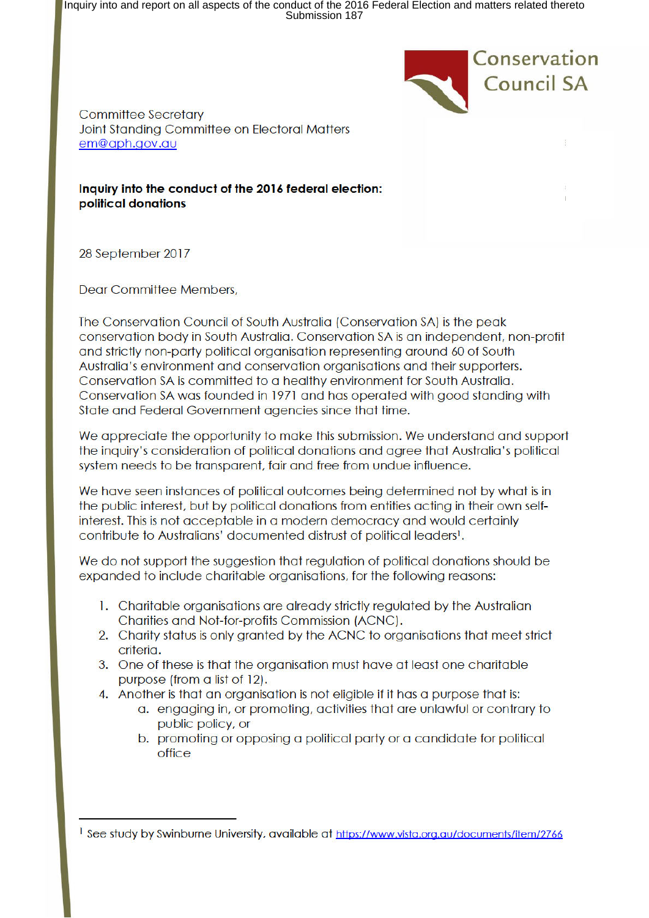Conservation Council SA

Committee Secretary
Joint Standing Committee on Electoral Matters
em@aph.gov.au

**Inquiry into the conduct of the 2016 federal election: political donations**

28 September 2017

Dear Committee Members,

The Conservation Council of South Australia (Conservation SA) is the peak conservation body in South Australia. Conservation SA is an independent, non-profit and strictly non-party political organisation representing around 60 of South Australia's environment and conservation organisations and their supporters. Conservation SA is committed to a healthy environment for South Australia. Conservation SA was founded in 1971 and has operated with good standing with State and Federal Government agencies since that time.

We appreciate the opportunity to make this submission. We understand and support the inquiry's consideration of political donations and agree that Australia's political system needs to be transparent, fair and free from undue influence.

We have seen instances of political outcomes being determined not by what is in the public interest, but by political donations from entities acting in their own self-interest. This is not acceptable in a modern democracy and would certainly contribute to Australians' documented distrust of political leaders[1].

We do not support the suggestion that regulation of political donations should be expanded to include charitable organisations, for the following reasons:

1. Charitable organisations are already strictly regulated by the Australian Charities and Not-for-profits Commission (ACNC).
2. Charity status is only granted by the ACNC to organisations that meet strict criteria.
3. One of these is that the organisation must have at least one charitable purpose (from a list of 12).
4. Another is that an organisation is not eligible if it has a purpose that is:
   a. engaging in, or promoting, activities that are unlawful or contrary to public policy, or
   b. promoting or opposing a political party or a candidate for political office

[1] See study by Swinburne University, available at https://www.vista.org.au/documents/item/2766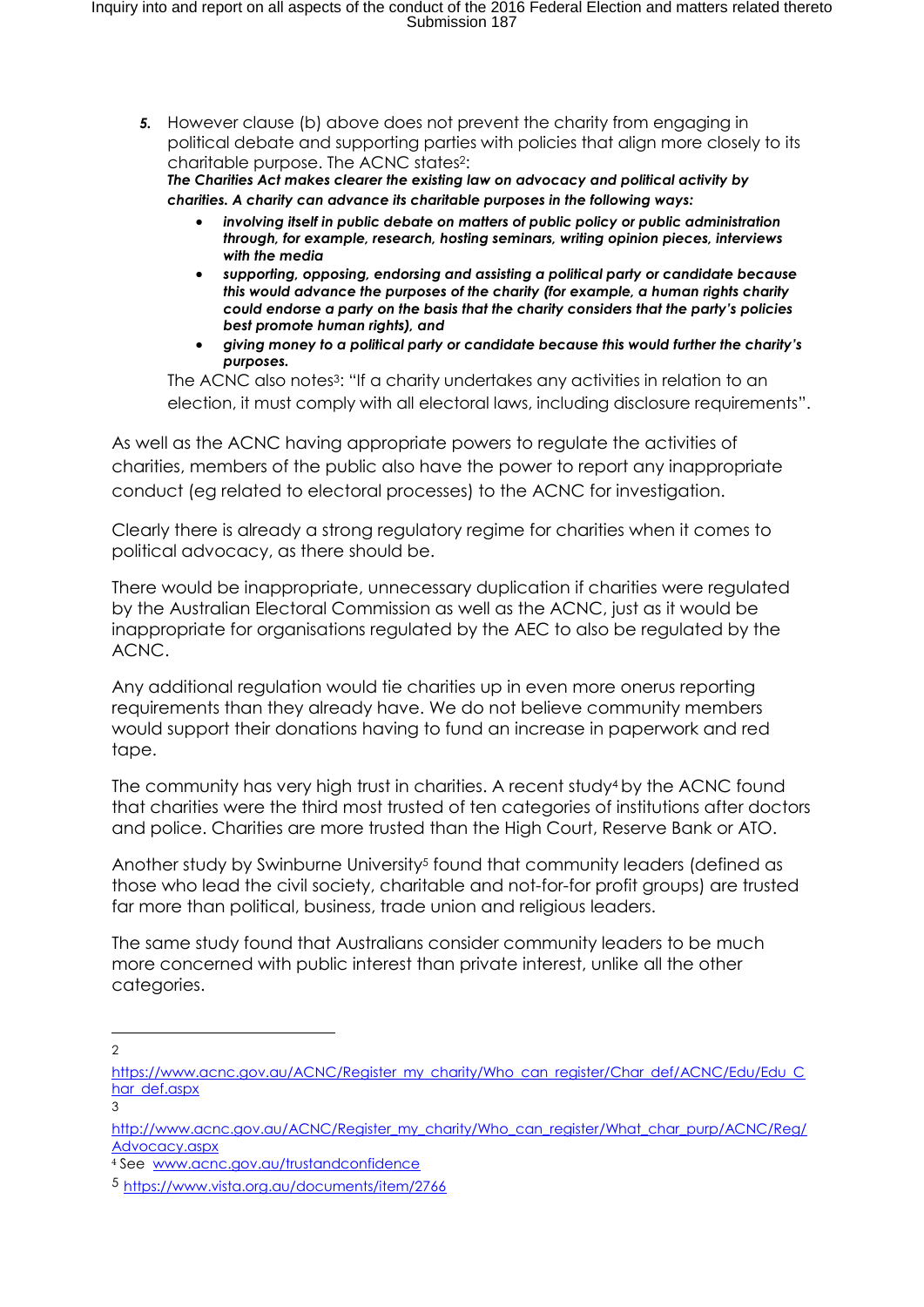5. However clause (b) above does not prevent the charity from engaging in political debate and supporting parties with policies that align more closely to its charitable purpose. The ACNC states[2]:

   ***The Charities Act makes clearer the existing law on advocacy and political activity by charities. A charity can advance its charitable purposes in the following ways:***

   - ***involving itself in public debate on matters of public policy or public administration through, for example, research, hosting seminars, writing opinion pieces, interviews with the media***
   - ***supporting, opposing, endorsing and assisting a political party or candidate because this would advance the purposes of the charity (for example, a human rights charity could endorse a party on the basis that the charity considers that the party's policies best promote human rights), and***
   - ***giving money to a political party or candidate because this would further the charity's purposes.***

   The ACNC also notes[3]: "If a charity undertakes any activities in relation to an election, it must comply with all electoral laws, including disclosure requirements".

As well as the ACNC having appropriate powers to regulate the activities of charities, members of the public also have the power to report any inappropriate conduct (eg related to electoral processes) to the ACNC for investigation.

Clearly there is already a strong regulatory regime for charities when it comes to political advocacy, as there should be.

There would be inappropriate, unnecessary duplication if charities were regulated by the Australian Electoral Commission as well as the ACNC, just as it would be inappropriate for organisations regulated by the AEC to also be regulated by the ACNC.

Any additional regulation would tie charities up in even more onerus reporting requirements than they already have. We do not believe community members would support their donations having to fund an increase in paperwork and red tape.

The community has very high trust in charities. A recent study[4] by the ACNC found that charities were the third most trusted of ten categories of institutions after doctors and police. Charities are more trusted than the High Court, Reserve Bank or ATO.

Another study by Swinburne University[5] found that community leaders (defined as those who lead the civil society, charitable and not-for-for profit groups) are trusted far more than political, business, trade union and religious leaders.

The same study found that Australians consider community leaders to be much more concerned with public interest than private interest, unlike all the other categories.

---

[2] https://www.acnc.gov.au/ACNC/Register_my_charity/Who_can_register/Char_def/ACNC/Edu/Edu_Char_def.aspx

[3] http://www.acnc.gov.au/ACNC/Register_my_charity/Who_can_register/What_char_purp/ACNC/Reg/Advocacy.aspx

[4] See www.acnc.gov.au/trustandconfidence

[5] https://www.vista.org.au/documents/item/2766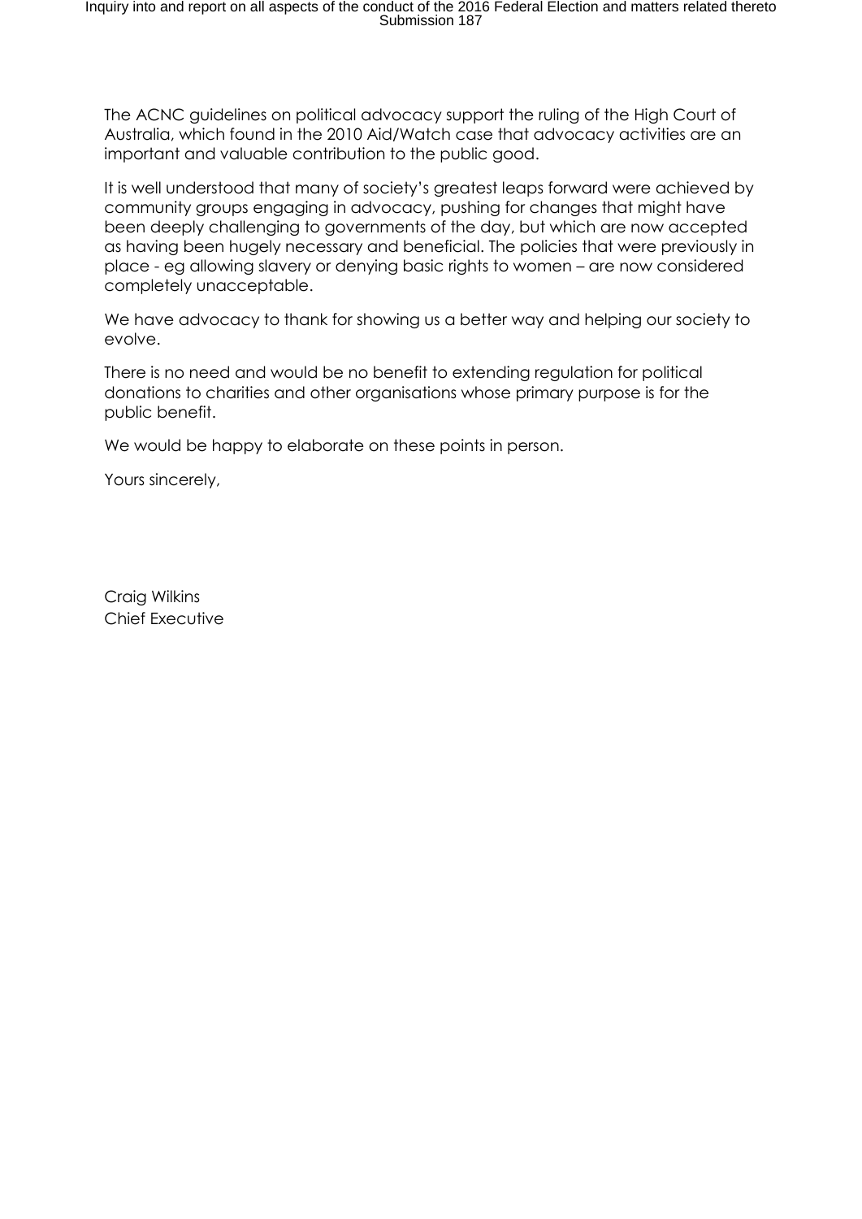The ACNC guidelines on political advocacy support the ruling of the High Court of Australia, which found in the 2010 Aid/Watch case that advocacy activities are an important and valuable contribution to the public good.

It is well understood that many of society's greatest leaps forward were achieved by community groups engaging in advocacy, pushing for changes that might have been deeply challenging to governments of the day, but which are now accepted as having been hugely necessary and beneficial. The policies that were previously in place - eg allowing slavery or denying basic rights to women – are now considered completely unacceptable.

We have advocacy to thank for showing us a better way and helping our society to evolve.

There is no need and would be no benefit to extending regulation for political donations to charities and other organisations whose primary purpose is for the public benefit.

We would be happy to elaborate on these points in person.

Yours sincerely,

Craig Wilkins
Chief Executive